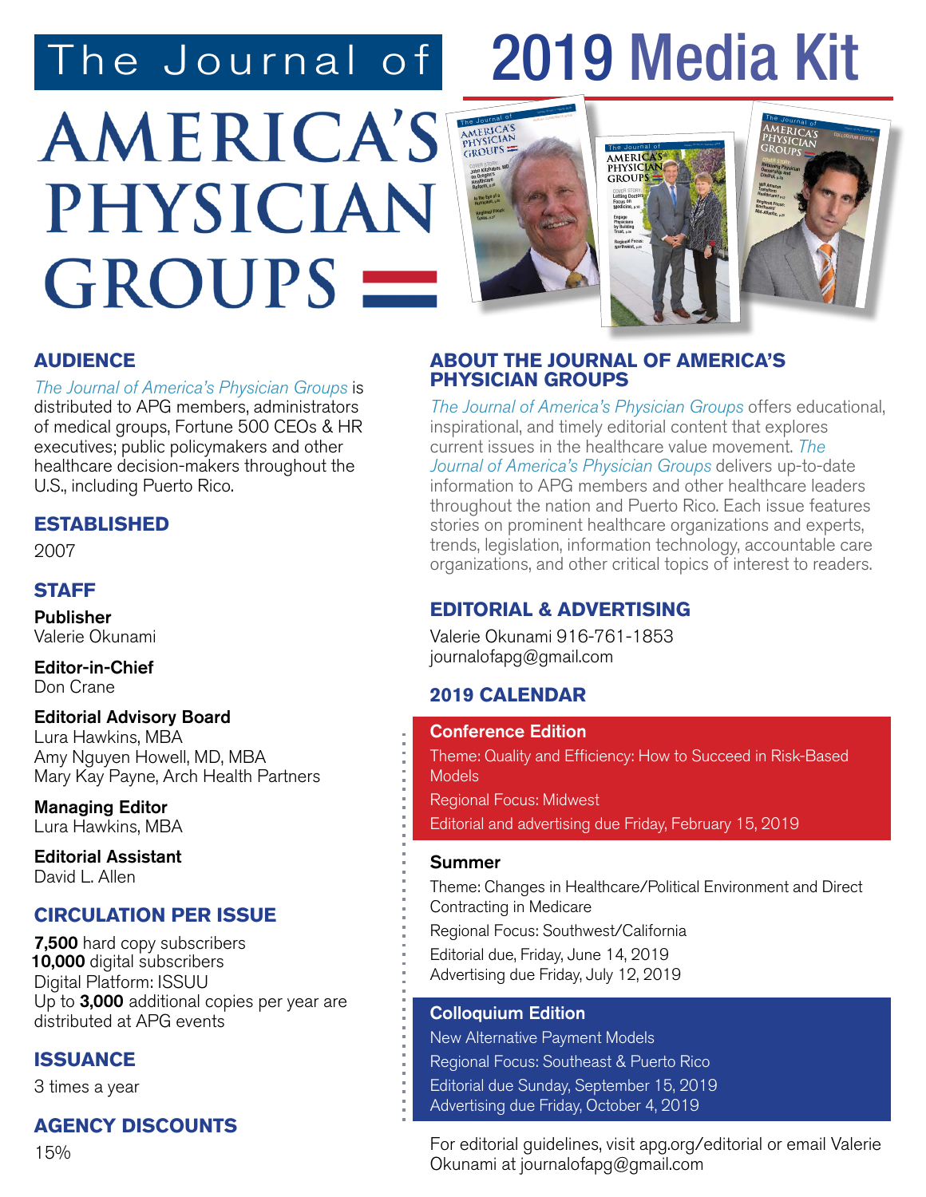# The Journal of America's Physician Groups

# 2019 Media Kit

## AUDIENCE

*The Journal of America's Physician Groups* is distributed to APG members, administrators of medical groups, Fortune 500 CEOs & HR executives; public policymakers and other healthcare decision-makers throughout the U.S., including Puerto Rico.

## ESTABLISHED

2007

## STAFF

**Publisher**
Valerie Okunami

**Editor-in-Chief**
Don Crane

**Editorial Advisory Board**
Lura Hawkins, MBA
Amy Nguyen Howell, MD, MBA
Mary Kay Payne, Arch Health Partners

**Managing Editor**
Lura Hawkins, MBA

**Editorial Assistant**
David L. Allen

## CIRCULATION PER ISSUE

**7,500** hard copy subscribers
**10,000** digital subscribers
Digital Platform: ISSUU
Up to **3,000** additional copies per year are distributed at APG events

## ISSUANCE

3 times a year

## AGENCY DISCOUNTS

15%

## ABOUT THE JOURNAL OF AMERICA'S PHYSICIAN GROUPS

*The Journal of America's Physician Groups* offers educational, inspirational, and timely editorial content that explores current issues in the healthcare value movement. *The Journal of America's Physician Groups* delivers up-to-date information to APG members and other healthcare leaders throughout the nation and Puerto Rico. Each issue features stories on prominent healthcare organizations and experts, trends, legislation, information technology, accountable care organizations, and other critical topics of interest to readers.

## EDITORIAL & ADVERTISING

Valerie Okunami 916-761-1853
journalofapg@gmail.com

## 2019 CALENDAR

### Conference Edition

Theme: Quality and Efficiency: How to Succeed in Risk-Based Models

Regional Focus: Midwest

Editorial and advertising due Friday, February 15, 2019

### Summer

Theme: Changes in Healthcare/Political Environment and Direct Contracting in Medicare

Regional Focus: Southwest/California

Editorial due, Friday, June 14, 2019
Advertising due Friday, July 12, 2019

### Colloquium Edition

New Alternative Payment Models

Regional Focus: Southeast & Puerto Rico

Editorial due Sunday, September 15, 2019
Advertising due Friday, October 4, 2019

For editorial guidelines, visit apg.org/editorial or email Valerie Okunami at journalofapg@gmail.com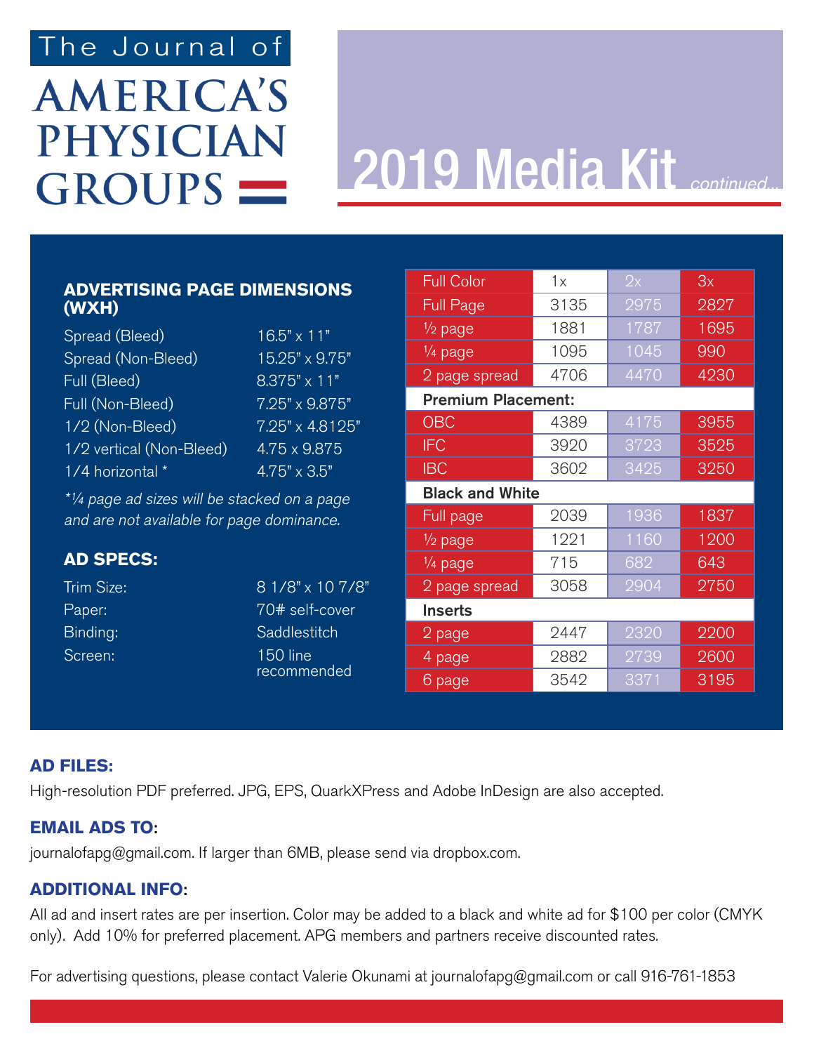# The Journal of AMERICA'S PHYSICIAN GROUPS

# 2019 Media Kit *continued...*

## ADVERTISING PAGE DIMENSIONS (WXH)

| | |
|---|---|
| Spread (Bleed) | 16.5" x 11" |
| Spread (Non-Bleed) | 15.25" x 9.75" |
| Full (Bleed) | 8.375" x 11" |
| Full (Non-Bleed) | 7.25" x 9.875" |
| 1/2 (Non-Bleed) | 7.25" x 4.8125" |
| 1/2 vertical (Non-Bleed) | 4.75 x 9.875 |
| 1/4 horizontal * | 4.75" x 3.5" |

*\*¼ page ad sizes will be stacked on a page and are not available for page dominance.*

## AD SPECS:

| | |
|---|---|
| Trim Size: | 8 1/8" x 10 7/8" |
| Paper: | 70# self-cover |
| Binding: | Saddlestitch |
| Screen: | 150 line recommended |

| Full Color | 1x | 2x | 3x |
|---|---|---|---|
| Full Page | 3135 | 2975 | 2827 |
| ½ page | 1881 | 1787 | 1695 |
| ¼ page | 1095 | 1045 | 990 |
| 2 page spread | 4706 | 4470 | 4230 |
| **Premium Placement:** | | | |
| OBC | 4389 | 4175 | 3955 |
| IFC | 3920 | 3723 | 3525 |
| IBC | 3602 | 3425 | 3250 |
| **Black and White** | | | |
| Full page | 2039 | 1936 | 1837 |
| ½ page | 1221 | 1160 | 1200 |
| ¼ page | 715 | 682 | 643 |
| 2 page spread | 3058 | 2904 | 2750 |
| **Inserts** | | | |
| 2 page | 2447 | 2320 | 2200 |
| 4 page | 2882 | 2739 | 2600 |
| 6 page | 3542 | 3371 | 3195 |

## AD FILES:

High-resolution PDF preferred. JPG, EPS, QuarkXPress and Adobe InDesign are also accepted.

## EMAIL ADS TO:

journalofapg@gmail.com. If larger than 6MB, please send via dropbox.com.

## ADDITIONAL INFO:

All ad and insert rates are per insertion. Color may be added to a black and white ad for $100 per color (CMYK only). Add 10% for preferred placement. APG members and partners receive discounted rates.

For advertising questions, please contact Valerie Okunami at journalofapg@gmail.com or call 916-761-1853